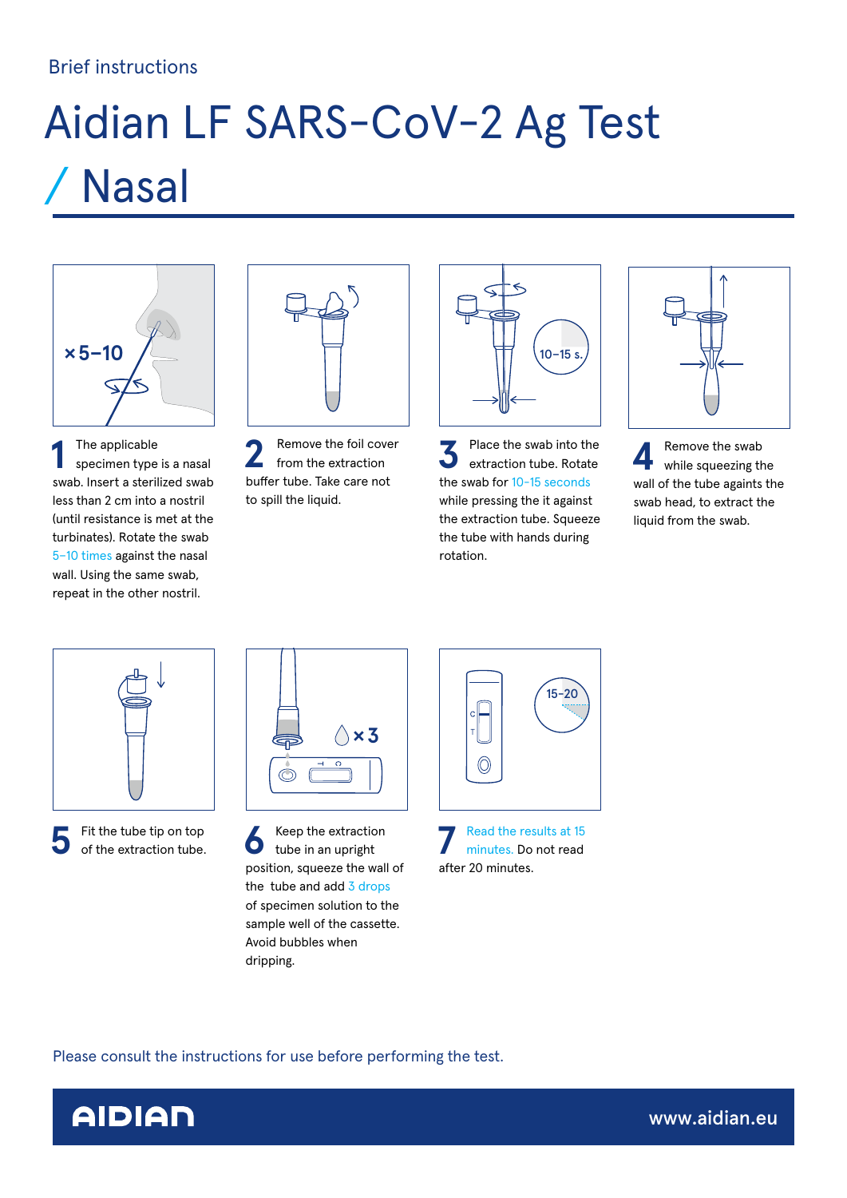Brief instructions

# Aidian LF SARS-CoV-2 Ag Test / Nasal

**1** The applicable specimen type is a nasal swab. Insert a sterilized swab less than 2 cm into a nostril (until resistance is met at the turbinates). Rotate the swab 5–10 times against the nasal wall. Using the same swab, repeat in the other nostril.

**2** Remove the foil cover from the extraction buffer tube. Take care not to spill the liquid.

**3** Place the swab into the extraction tube. Rotate the swab for 10–15 seconds while pressing the it against the extraction tube. Squeeze the tube with hands during rotation.

**4** Remove the swab while squeezing the wall of the tube againts the swab head, to extract the liquid from the swab.

**5** Fit the tube tip on top of the extraction tube.

**6** Keep the extraction tube in an upright position, squeeze the wall of the tube and add 3 drops of specimen solution to the sample well of the cassette. Avoid bubbles when dripping.

**7** Read the results at 15 minutes. Do not read after 20 minutes.

Please consult the instructions for use before performing the test.

AIDIAN www.aidian.eu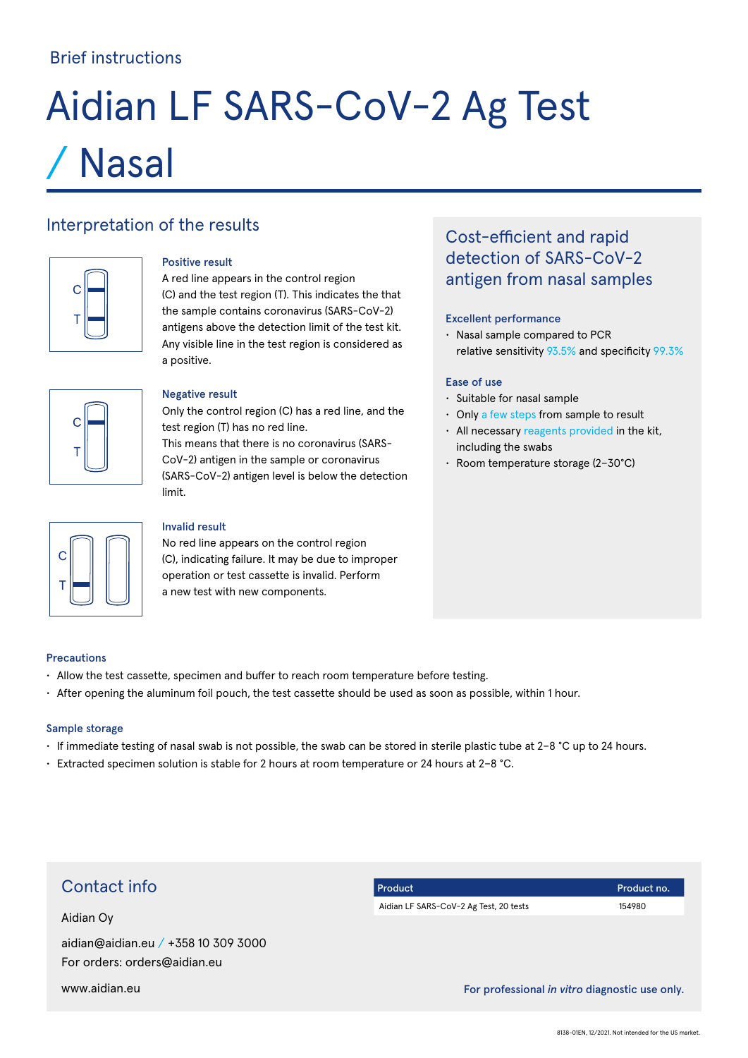Brief instructions

# Aidian LF SARS-CoV-2 Ag Test / Nasal

## Interpretation of the results

C
T

### Positive result

A red line appears in the control region (C) and the test region (T). This indicates the that the sample contains coronavirus (SARS-CoV-2) antigens above the detection limit of the test kit. Any visible line in the test region is considered as a positive.

C
T

### Negative result

Only the control region (C) has a red line, and the test region (T) has no red line.
This means that there is no coronavirus (SARS-CoV-2) antigen in the sample or coronavirus (SARS-CoV-2) antigen level is below the detection limit.

C
T

### Invalid result

No red line appears on the control region (C), indicating failure. It may be due to improper operation or test cassette is invalid. Perform a new test with new components.

## Cost-efficient and rapid detection of SARS-CoV-2 antigen from nasal samples

### Excellent performance

- Nasal sample compared to PCR relative sensitivity 93.5% and specificity 99.3%

### Ease of use

- Suitable for nasal sample
- Only a few steps from sample to result
- All necessary reagents provided in the kit, including the swabs
- Room temperature storage (2–30°C)

### Precautions

- Allow the test cassette, specimen and buffer to reach room temperature before testing.
- After opening the aluminum foil pouch, the test cassette should be used as soon as possible, within 1 hour.

### Sample storage

- If immediate testing of nasal swab is not possible, the swab can be stored in sterile plastic tube at 2–8 °C up to 24 hours.
- Extracted specimen solution is stable for 2 hours at room temperature or 24 hours at 2–8 °C.

## Contact info

Aidian Oy

aidian@aidian.eu / +358 10 309 3000
For orders: orders@aidian.eu

www.aidian.eu

| Product | Product no. |
|---|---|
| Aidian LF SARS-CoV-2 Ag Test, 20 tests | 154980 |

For professional *in vitro* diagnostic use only.

8138-01EN, 12/2021. Not intended for the US market.